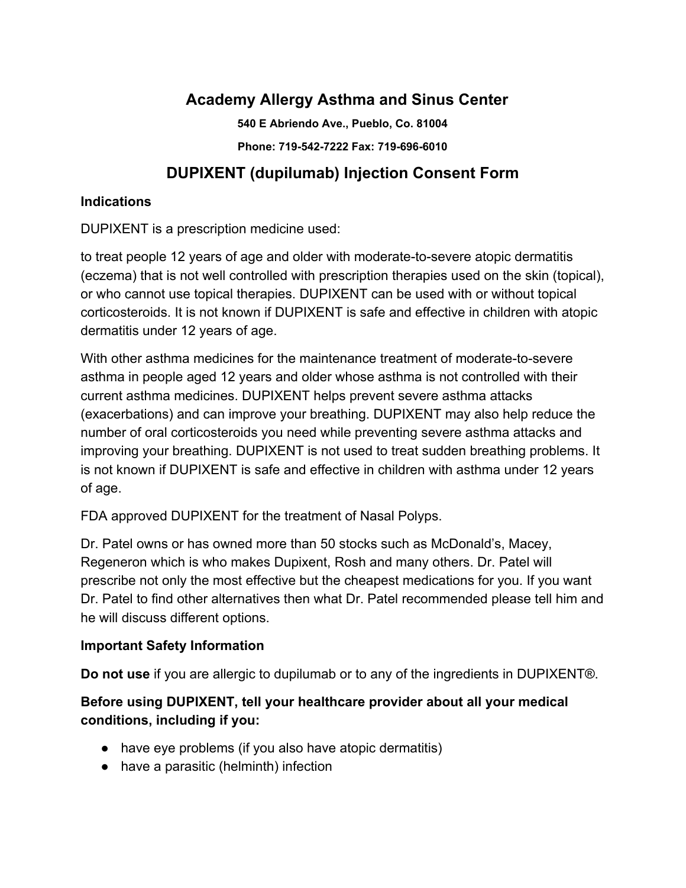# Academy Allergy Asthma and Sinus Center

**540 E Abriendo Ave., Pueblo, Co. 81004**

**Phone: 719-542-7222 Fax: 719-696-6010**

## DUPIXENT (dupilumab) Injection Consent Form

**Indications**

DUPIXENT is a prescription medicine used:

to treat people 12 years of age and older with moderate-to-severe atopic dermatitis (eczema) that is not well controlled with prescription therapies used on the skin (topical), or who cannot use topical therapies. DUPIXENT can be used with or without topical corticosteroids. It is not known if DUPIXENT is safe and effective in children with atopic dermatitis under 12 years of age.

With other asthma medicines for the maintenance treatment of moderate-to-severe asthma in people aged 12 years and older whose asthma is not controlled with their current asthma medicines. DUPIXENT helps prevent severe asthma attacks (exacerbations) and can improve your breathing. DUPIXENT may also help reduce the number of oral corticosteroids you need while preventing severe asthma attacks and improving your breathing. DUPIXENT is not used to treat sudden breathing problems. It is not known if DUPIXENT is safe and effective in children with asthma under 12 years of age.

FDA approved DUPIXENT for the treatment of Nasal Polyps.

Dr. Patel owns or has owned more than 50 stocks such as McDonald's, Macey, Regeneron which is who makes Dupixent, Rosh and many others. Dr. Patel will prescribe not only the most effective but the cheapest medications for you. If you want Dr. Patel to find other alternatives then what Dr. Patel recommended please tell him and he will discuss different options.

**Important Safety Information**

**Do not use** if you are allergic to dupilumab or to any of the ingredients in DUPIXENT®.

**Before using DUPIXENT, tell your healthcare provider about all your medical conditions, including if you:**

- have eye problems (if you also have atopic dermatitis)
- have a parasitic (helminth) infection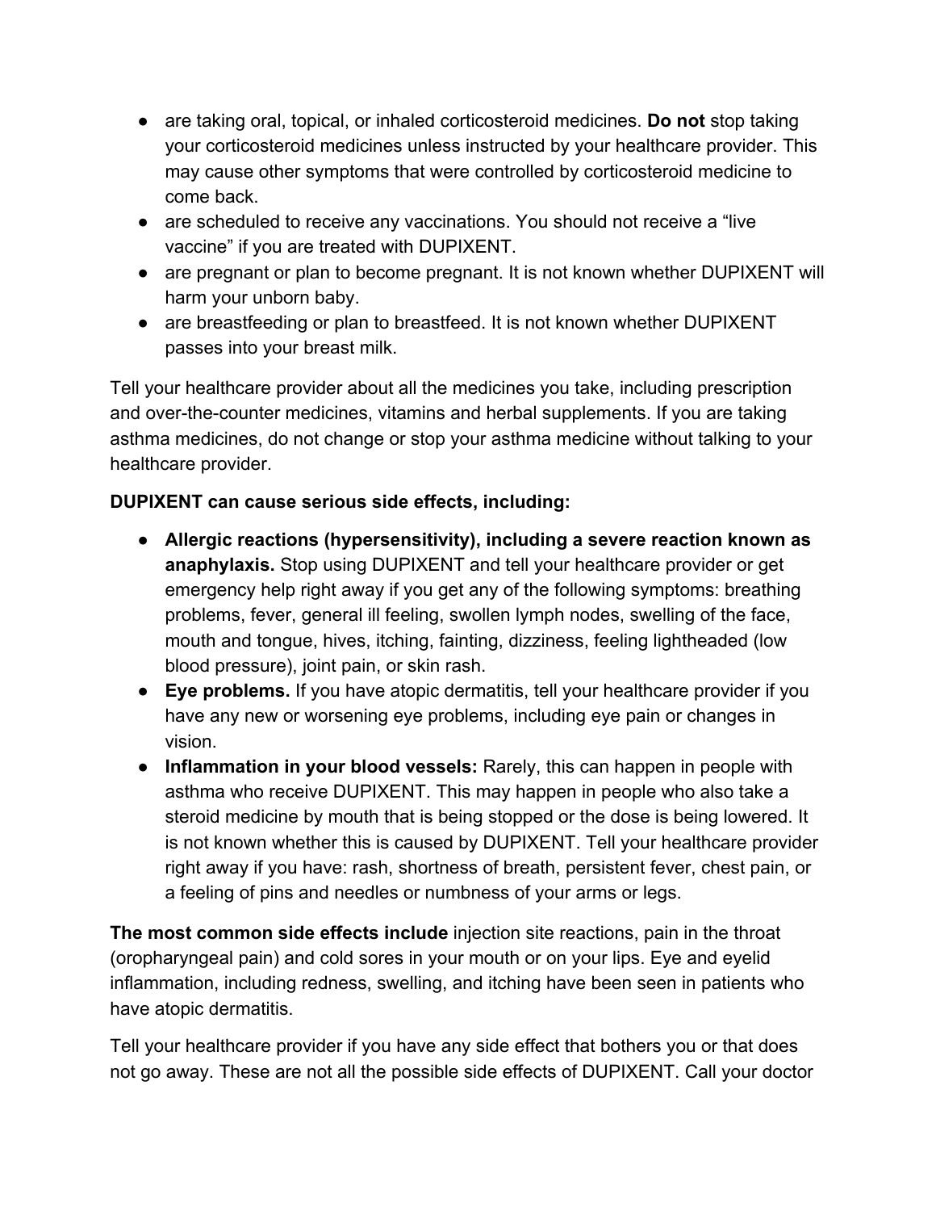- are taking oral, topical, or inhaled corticosteroid medicines. **Do not** stop taking your corticosteroid medicines unless instructed by your healthcare provider. This may cause other symptoms that were controlled by corticosteroid medicine to come back.
- are scheduled to receive any vaccinations. You should not receive a “live vaccine” if you are treated with DUPIXENT.
- are pregnant or plan to become pregnant. It is not known whether DUPIXENT will harm your unborn baby.
- are breastfeeding or plan to breastfeed. It is not known whether DUPIXENT passes into your breast milk.

Tell your healthcare provider about all the medicines you take, including prescription and over-the-counter medicines, vitamins and herbal supplements. If you are taking asthma medicines, do not change or stop your asthma medicine without talking to your healthcare provider.

**DUPIXENT can cause serious side effects, including:**

- **Allergic reactions (hypersensitivity), including a severe reaction known as anaphylaxis.** Stop using DUPIXENT and tell your healthcare provider or get emergency help right away if you get any of the following symptoms: breathing problems, fever, general ill feeling, swollen lymph nodes, swelling of the face, mouth and tongue, hives, itching, fainting, dizziness, feeling lightheaded (low blood pressure), joint pain, or skin rash.
- **Eye problems.** If you have atopic dermatitis, tell your healthcare provider if you have any new or worsening eye problems, including eye pain or changes in vision.
- **Inflammation in your blood vessels:** Rarely, this can happen in people with asthma who receive DUPIXENT. This may happen in people who also take a steroid medicine by mouth that is being stopped or the dose is being lowered. It is not known whether this is caused by DUPIXENT. Tell your healthcare provider right away if you have: rash, shortness of breath, persistent fever, chest pain, or a feeling of pins and needles or numbness of your arms or legs.

**The most common side effects include** injection site reactions, pain in the throat (oropharyngeal pain) and cold sores in your mouth or on your lips. Eye and eyelid inflammation, including redness, swelling, and itching have been seen in patients who have atopic dermatitis.

Tell your healthcare provider if you have any side effect that bothers you or that does not go away. These are not all the possible side effects of DUPIXENT. Call your doctor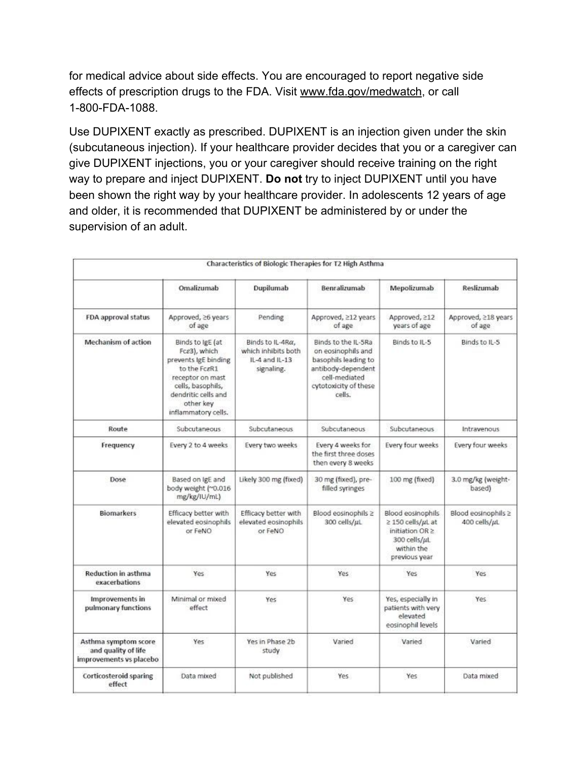for medical advice about side effects. You are encouraged to report negative side effects of prescription drugs to the FDA. Visit www.fda.gov/medwatch, or call 1-800-FDA-1088.

Use DUPIXENT exactly as prescribed. DUPIXENT is an injection given under the skin (subcutaneous injection). If your healthcare provider decides that you or a caregiver can give DUPIXENT injections, you or your caregiver should receive training on the right way to prepare and inject DUPIXENT. **Do not** try to inject DUPIXENT until you have been shown the right way by your healthcare provider. In adolescents 12 years of age and older, it is recommended that DUPIXENT be administered by or under the supervision of an adult.

| Characteristics of Biologic Therapies for T2 High Asthma | | | | | |
|---|---|---|---|---|---|
| | Omalizumab | Dupilumab | Benralizumab | Mepolizumab | Reslizumab |
| FDA approval status | Approved, ≥6 years of age | Pending | Approved, ≥12 years of age | Approved, ≥12 years of age | Approved, ≥18 years of age |
| Mechanism of action | Binds to IgE (at Fcε3), which prevents IgE binding to the FcεR1 receptor on mast cells, basophils, dendritic cells and other key inflammatory cells. | Binds to IL-4Rα, which inhibits both IL-4 and IL-13 signaling. | Binds to the IL-5Ra on eosinophils and basophils leading to antibody-dependent cell-mediated cytotoxicity of these cells. | Binds to IL-5 | Binds to IL-5 |
| Route | Subcutaneous | Subcutaneous | Subcutaneous | Subcutaneous | Intravenous |
| Frequency | Every 2 to 4 weeks | Every two weeks | Every 4 weeks for the first three doses then every 8 weeks | Every four weeks | Every four weeks |
| Dose | Based on IgE and body weight (~0.016 mg/kg/IU/mL) | Likely 300 mg (fixed) | 30 mg (fixed), pre-filled syringes | 100 mg (fixed) | 3.0 mg/kg (weight-based) |
| Biomarkers | Efficacy better with elevated eosinophils or FeNO | Efficacy better with elevated eosinophils or FeNO | Blood eosinophils ≥ 300 cells/μL | Blood eosinophils ≥ 150 cells/μL at initiation OR ≥ 300 cells/μL within the previous year | Blood eosinophils ≥ 400 cells/μL |
| Reduction in asthma exacerbations | Yes | Yes | Yes | Yes | Yes |
| Improvements in pulmonary functions | Minimal or mixed effect | Yes | Yes | Yes, especially in patients with very elevated eosinophil levels | Yes |
| Asthma symptom score and quality of life improvements vs placebo | Yes | Yes in Phase 2b study | Varied | Varied | Varied |
| Corticosteroid sparing effect | Data mixed | Not published | Yes | Yes | Data mixed |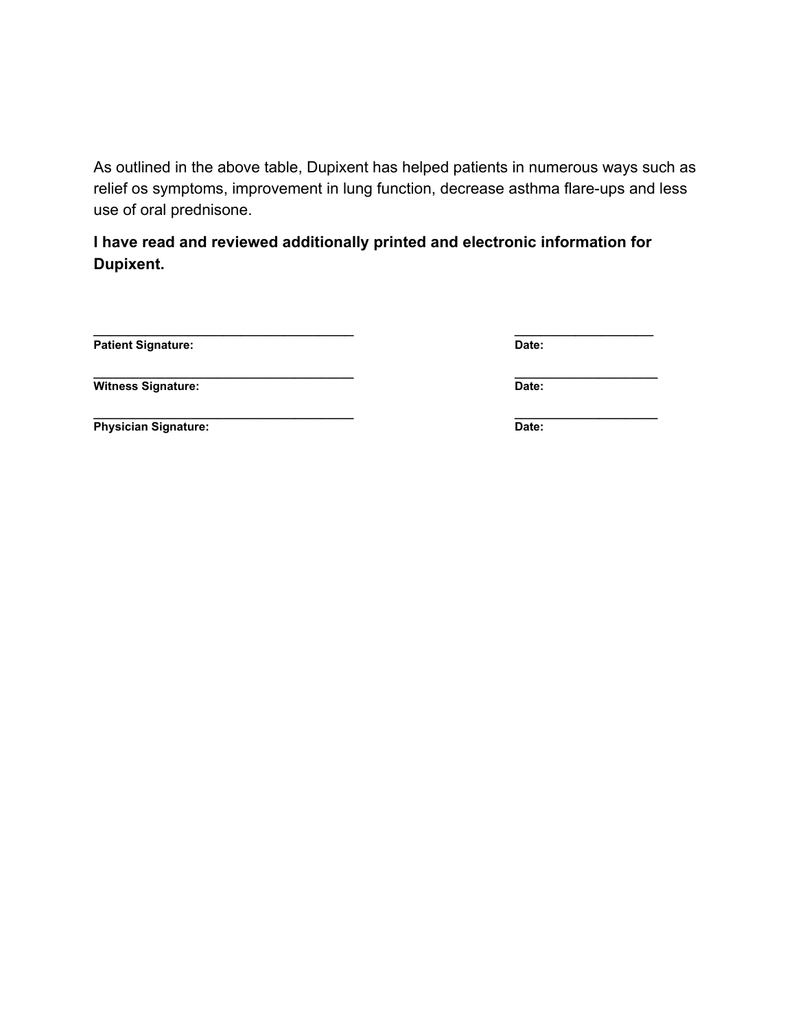As outlined in the above table, Dupixent has helped patients in numerous ways such as relief os symptoms, improvement in lung function, decrease asthma flare-ups and less use of oral prednisone.

**I have read and reviewed additionally printed and electronic information for Dupixent.**

| | |
|---|---|
| ______________________________________ | ____________________ |
| **Patient Signature:** | **Date:** |
| ______________________________________ | ____________________ |
| **Witness Signature:** | **Date:** |
| ______________________________________ | ____________________ |
| **Physician Signature:** | **Date:** |